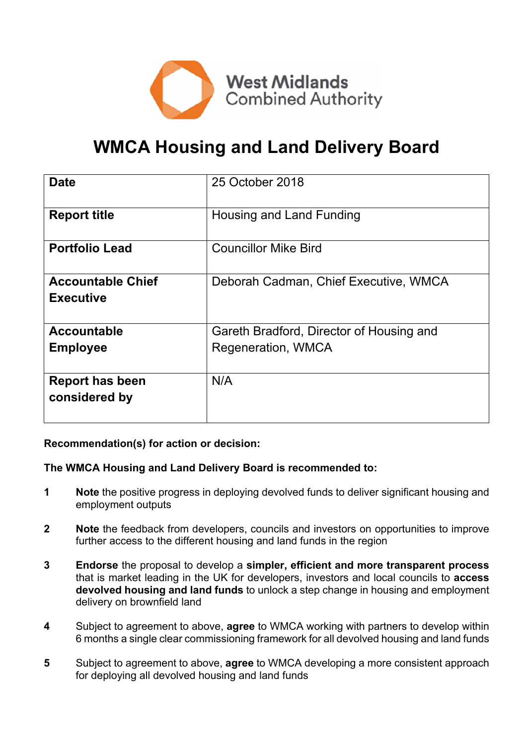West Midlands Combined Authority

# WMCA Housing and Land Delivery Board

| Date | 25 October 2018 |
|---|---|
| **Report title** | Housing and Land Funding |
| **Portfolio Lead** | Councillor Mike Bird |
| **Accountable Chief Executive** | Deborah Cadman, Chief Executive, WMCA |
| **Accountable Employee** | Gareth Bradford, Director of Housing and Regeneration, WMCA |
| **Report has been considered by** | N/A |

**Recommendation(s) for action or decision:**

**The WMCA Housing and Land Delivery Board is recommended to:**

1. **Note** the positive progress in deploying devolved funds to deliver significant housing and employment outputs

2. **Note** the feedback from developers, councils and investors on opportunities to improve further access to the different housing and land funds in the region

3. **Endorse** the proposal to develop a **simpler, efficient and more transparent process** that is market leading in the UK for developers, investors and local councils to **access devolved housing and land funds** to unlock a step change in housing and employment delivery on brownfield land

4. Subject to agreement to above, **agree** to WMCA working with partners to develop within 6 months a single clear commissioning framework for all devolved housing and land funds

5. Subject to agreement to above, **agree** to WMCA developing a more consistent approach for deploying all devolved housing and land funds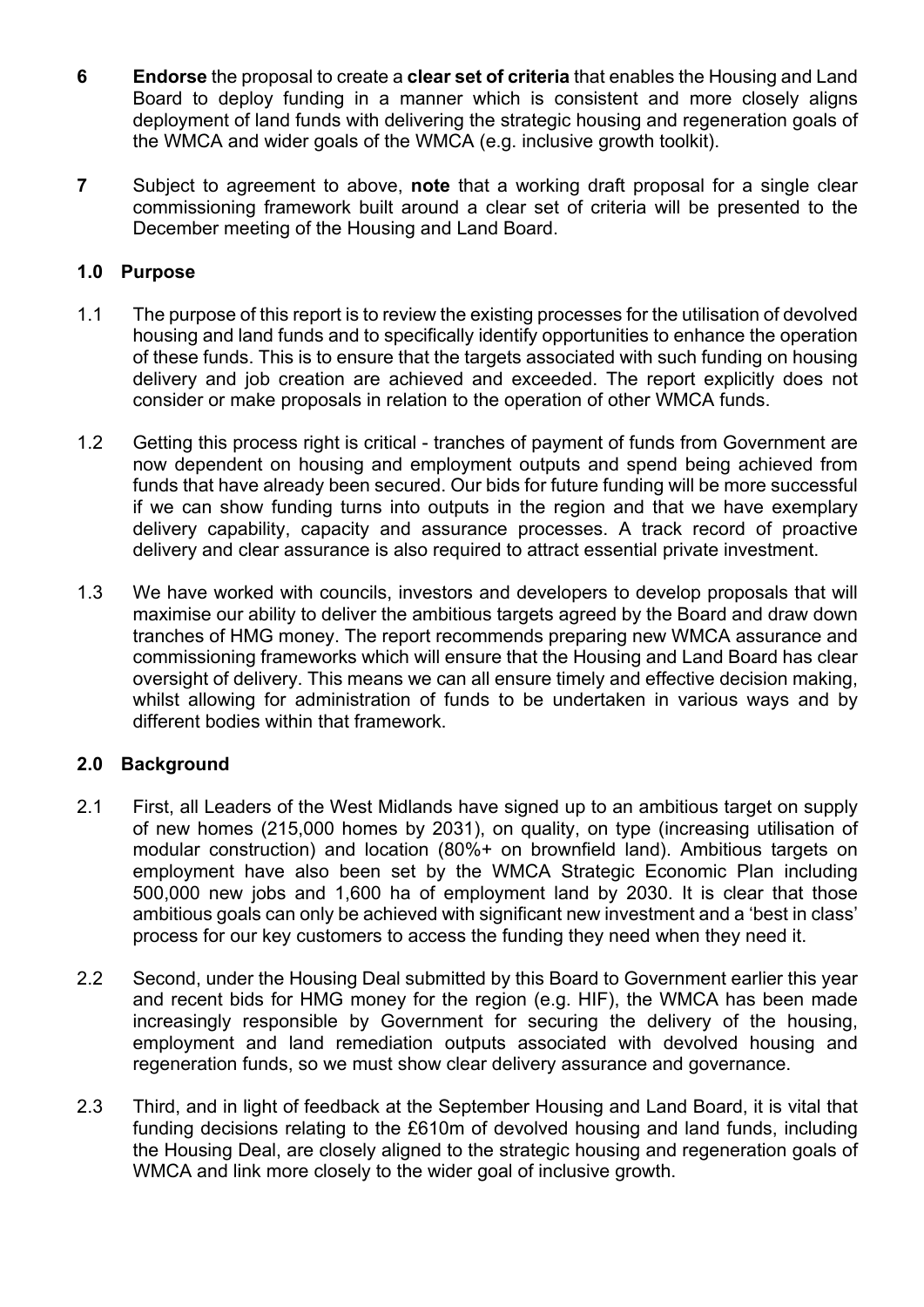**6** **Endorse** the proposal to create a **clear set of criteria** that enables the Housing and Land Board to deploy funding in a manner which is consistent and more closely aligns deployment of land funds with delivering the strategic housing and regeneration goals of the WMCA and wider goals of the WMCA (e.g. inclusive growth toolkit).

**7** Subject to agreement to above, **note** that a working draft proposal for a single clear commissioning framework built around a clear set of criteria will be presented to the December meeting of the Housing and Land Board.

## 1.0 Purpose

1.1 The purpose of this report is to review the existing processes for the utilisation of devolved housing and land funds and to specifically identify opportunities to enhance the operation of these funds. This is to ensure that the targets associated with such funding on housing delivery and job creation are achieved and exceeded. The report explicitly does not consider or make proposals in relation to the operation of other WMCA funds.

1.2 Getting this process right is critical - tranches of payment of funds from Government are now dependent on housing and employment outputs and spend being achieved from funds that have already been secured. Our bids for future funding will be more successful if we can show funding turns into outputs in the region and that we have exemplary delivery capability, capacity and assurance processes. A track record of proactive delivery and clear assurance is also required to attract essential private investment.

1.3 We have worked with councils, investors and developers to develop proposals that will maximise our ability to deliver the ambitious targets agreed by the Board and draw down tranches of HMG money. The report recommends preparing new WMCA assurance and commissioning frameworks which will ensure that the Housing and Land Board has clear oversight of delivery. This means we can all ensure timely and effective decision making, whilst allowing for administration of funds to be undertaken in various ways and by different bodies within that framework.

## 2.0 Background

2.1 First, all Leaders of the West Midlands have signed up to an ambitious target on supply of new homes (215,000 homes by 2031), on quality, on type (increasing utilisation of modular construction) and location (80%+ on brownfield land). Ambitious targets on employment have also been set by the WMCA Strategic Economic Plan including 500,000 new jobs and 1,600 ha of employment land by 2030. It is clear that those ambitious goals can only be achieved with significant new investment and a 'best in class' process for our key customers to access the funding they need when they need it.

2.2 Second, under the Housing Deal submitted by this Board to Government earlier this year and recent bids for HMG money for the region (e.g. HIF), the WMCA has been made increasingly responsible by Government for securing the delivery of the housing, employment and land remediation outputs associated with devolved housing and regeneration funds, so we must show clear delivery assurance and governance.

2.3 Third, and in light of feedback at the September Housing and Land Board, it is vital that funding decisions relating to the £610m of devolved housing and land funds, including the Housing Deal, are closely aligned to the strategic housing and regeneration goals of WMCA and link more closely to the wider goal of inclusive growth.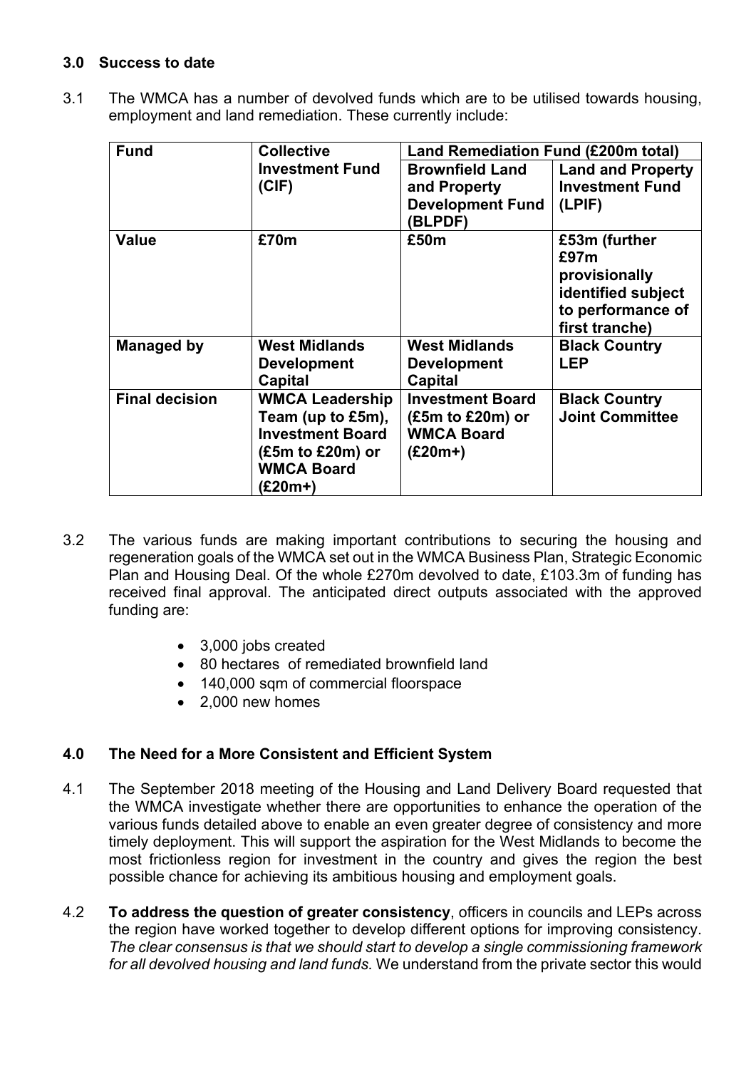## 3.0 Success to date

3.1 The WMCA has a number of devolved funds which are to be utilised towards housing, employment and land remediation. These currently include:

| **Fund** | **Collective Investment Fund (CIF)** | **Land Remediation Fund (£200m total)** | |
|---|---|---|---|
| | | **Brownfield Land and Property Development Fund (BLPDF)** | **Land and Property Investment Fund (LPIF)** |
| **Value** | **£70m** | **£50m** | **£53m (further £97m provisionally identified subject to performance of first tranche)** |
| **Managed by** | **West Midlands Development Capital** | **West Midlands Development Capital** | **Black Country LEP** |
| **Final decision** | **WMCA Leadership Team (up to £5m), Investment Board (£5m to £20m) or WMCA Board (£20m+)** | **Investment Board (£5m to £20m) or WMCA Board (£20m+)** | **Black Country Joint Committee** |

3.2 The various funds are making important contributions to securing the housing and regeneration goals of the WMCA set out in the WMCA Business Plan, Strategic Economic Plan and Housing Deal. Of the whole £270m devolved to date, £103.3m of funding has received final approval. The anticipated direct outputs associated with the approved funding are:

- 3,000 jobs created
- 80 hectares of remediated brownfield land
- 140,000 sqm of commercial floorspace
- 2,000 new homes

## 4.0 The Need for a More Consistent and Efficient System

4.1 The September 2018 meeting of the Housing and Land Delivery Board requested that the WMCA investigate whether there are opportunities to enhance the operation of the various funds detailed above to enable an even greater degree of consistency and more timely deployment. This will support the aspiration for the West Midlands to become the most frictionless region for investment in the country and gives the region the best possible chance for achieving its ambitious housing and employment goals.

4.2 **To address the question of greater consistency**, officers in councils and LEPs across the region have worked together to develop different options for improving consistency. *The clear consensus is that we should start to develop a single commissioning framework for all devolved housing and land funds.* We understand from the private sector this would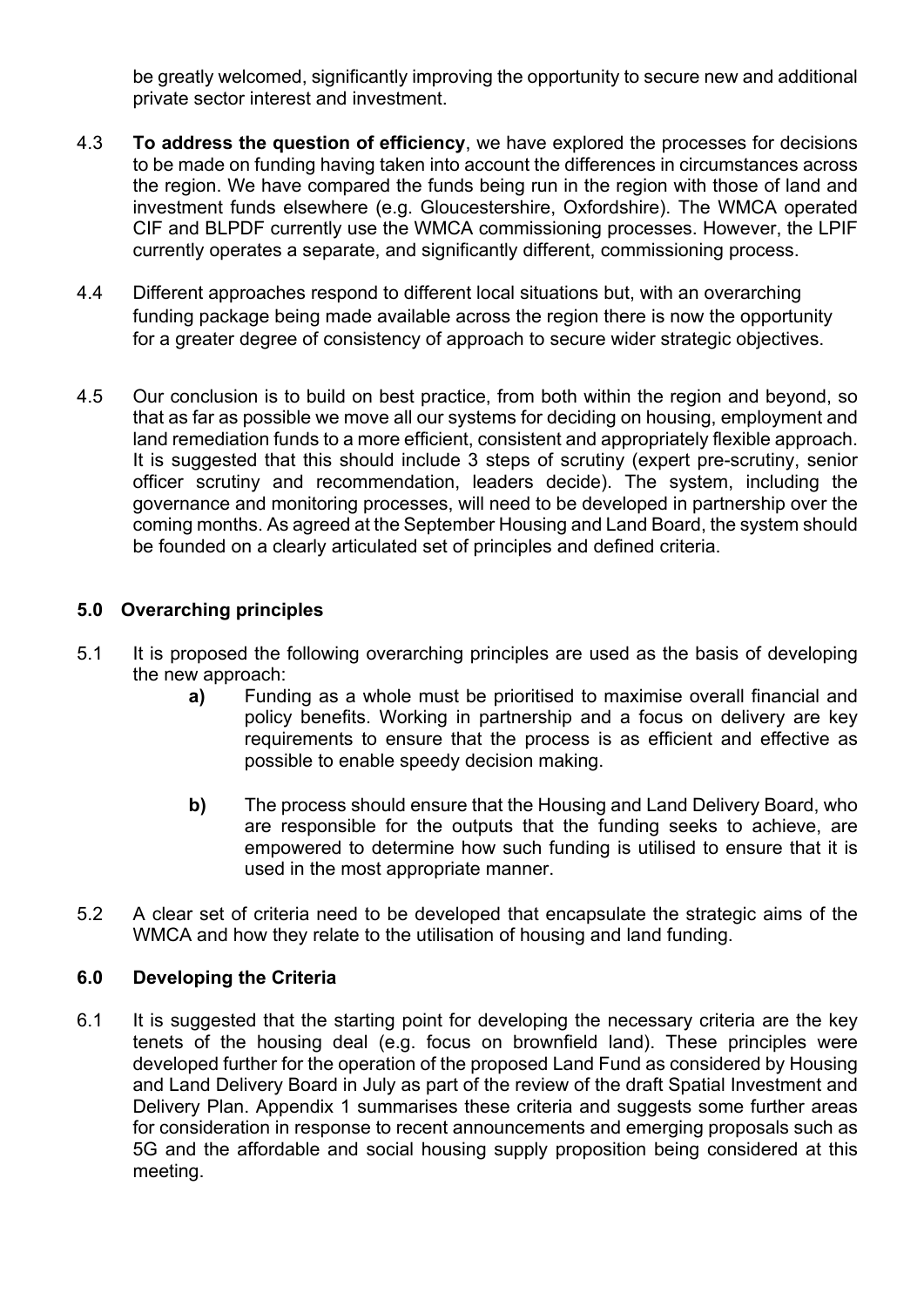be greatly welcomed, significantly improving the opportunity to secure new and additional private sector interest and investment.

4.3 **To address the question of efficiency**, we have explored the processes for decisions to be made on funding having taken into account the differences in circumstances across the region. We have compared the funds being run in the region with those of land and investment funds elsewhere (e.g. Gloucestershire, Oxfordshire). The WMCA operated CIF and BLPDF currently use the WMCA commissioning processes. However, the LPIF currently operates a separate, and significantly different, commissioning process.

4.4 Different approaches respond to different local situations but, with an overarching funding package being made available across the region there is now the opportunity for a greater degree of consistency of approach to secure wider strategic objectives.

4.5 Our conclusion is to build on best practice, from both within the region and beyond, so that as far as possible we move all our systems for deciding on housing, employment and land remediation funds to a more efficient, consistent and appropriately flexible approach. It is suggested that this should include 3 steps of scrutiny (expert pre-scrutiny, senior officer scrutiny and recommendation, leaders decide). The system, including the governance and monitoring processes, will need to be developed in partnership over the coming months. As agreed at the September Housing and Land Board, the system should be founded on a clearly articulated set of principles and defined criteria.

## 5.0 Overarching principles

5.1 It is proposed the following overarching principles are used as the basis of developing the new approach:

**a)** Funding as a whole must be prioritised to maximise overall financial and policy benefits. Working in partnership and a focus on delivery are key requirements to ensure that the process is as efficient and effective as possible to enable speedy decision making.

**b)** The process should ensure that the Housing and Land Delivery Board, who are responsible for the outputs that the funding seeks to achieve, are empowered to determine how such funding is utilised to ensure that it is used in the most appropriate manner.

5.2 A clear set of criteria need to be developed that encapsulate the strategic aims of the WMCA and how they relate to the utilisation of housing and land funding.

## 6.0 Developing the Criteria

6.1 It is suggested that the starting point for developing the necessary criteria are the key tenets of the housing deal (e.g. focus on brownfield land). These principles were developed further for the operation of the proposed Land Fund as considered by Housing and Land Delivery Board in July as part of the review of the draft Spatial Investment and Delivery Plan. Appendix 1 summarises these criteria and suggests some further areas for consideration in response to recent announcements and emerging proposals such as 5G and the affordable and social housing supply proposition being considered at this meeting.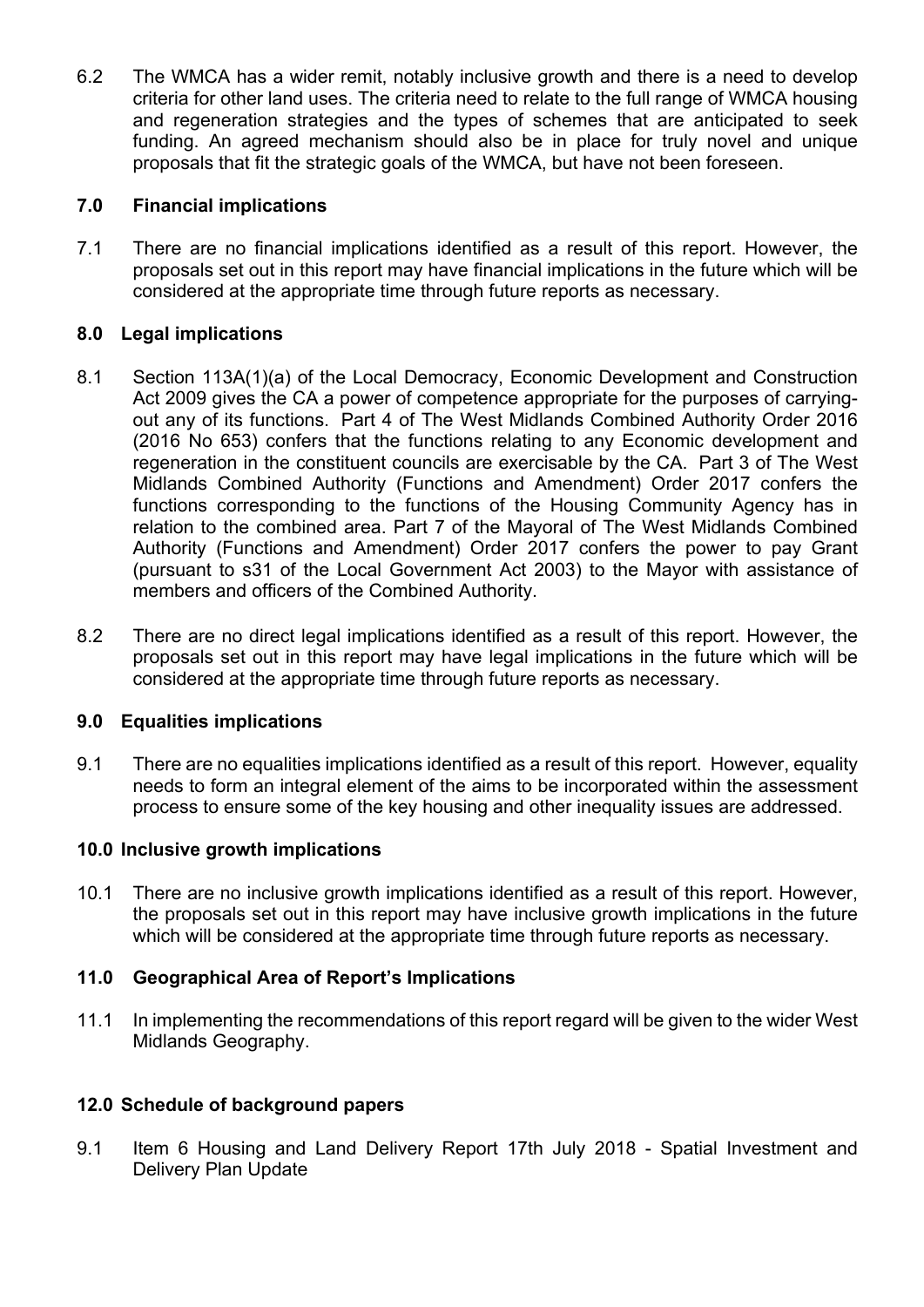6.2 The WMCA has a wider remit, notably inclusive growth and there is a need to develop criteria for other land uses. The criteria need to relate to the full range of WMCA housing and regeneration strategies and the types of schemes that are anticipated to seek funding. An agreed mechanism should also be in place for truly novel and unique proposals that fit the strategic goals of the WMCA, but have not been foreseen.

## 7.0 Financial implications

7.1 There are no financial implications identified as a result of this report. However, the proposals set out in this report may have financial implications in the future which will be considered at the appropriate time through future reports as necessary.

## 8.0 Legal implications

8.1 Section 113A(1)(a) of the Local Democracy, Economic Development and Construction Act 2009 gives the CA a power of competence appropriate for the purposes of carrying-out any of its functions. Part 4 of The West Midlands Combined Authority Order 2016 (2016 No 653) confers that the functions relating to any Economic development and regeneration in the constituent councils are exercisable by the CA. Part 3 of The West Midlands Combined Authority (Functions and Amendment) Order 2017 confers the functions corresponding to the functions of the Housing Community Agency has in relation to the combined area. Part 7 of the Mayoral of The West Midlands Combined Authority (Functions and Amendment) Order 2017 confers the power to pay Grant (pursuant to s31 of the Local Government Act 2003) to the Mayor with assistance of members and officers of the Combined Authority.

8.2 There are no direct legal implications identified as a result of this report. However, the proposals set out in this report may have legal implications in the future which will be considered at the appropriate time through future reports as necessary.

## 9.0 Equalities implications

9.1 There are no equalities implications identified as a result of this report. However, equality needs to form an integral element of the aims to be incorporated within the assessment process to ensure some of the key housing and other inequality issues are addressed.

## 10.0 Inclusive growth implications

10.1 There are no inclusive growth implications identified as a result of this report. However, the proposals set out in this report may have inclusive growth implications in the future which will be considered at the appropriate time through future reports as necessary.

## 11.0 Geographical Area of Report's Implications

11.1 In implementing the recommendations of this report regard will be given to the wider West Midlands Geography.

## 12.0 Schedule of background papers

9.1 Item 6 Housing and Land Delivery Report 17th July 2018 - Spatial Investment and Delivery Plan Update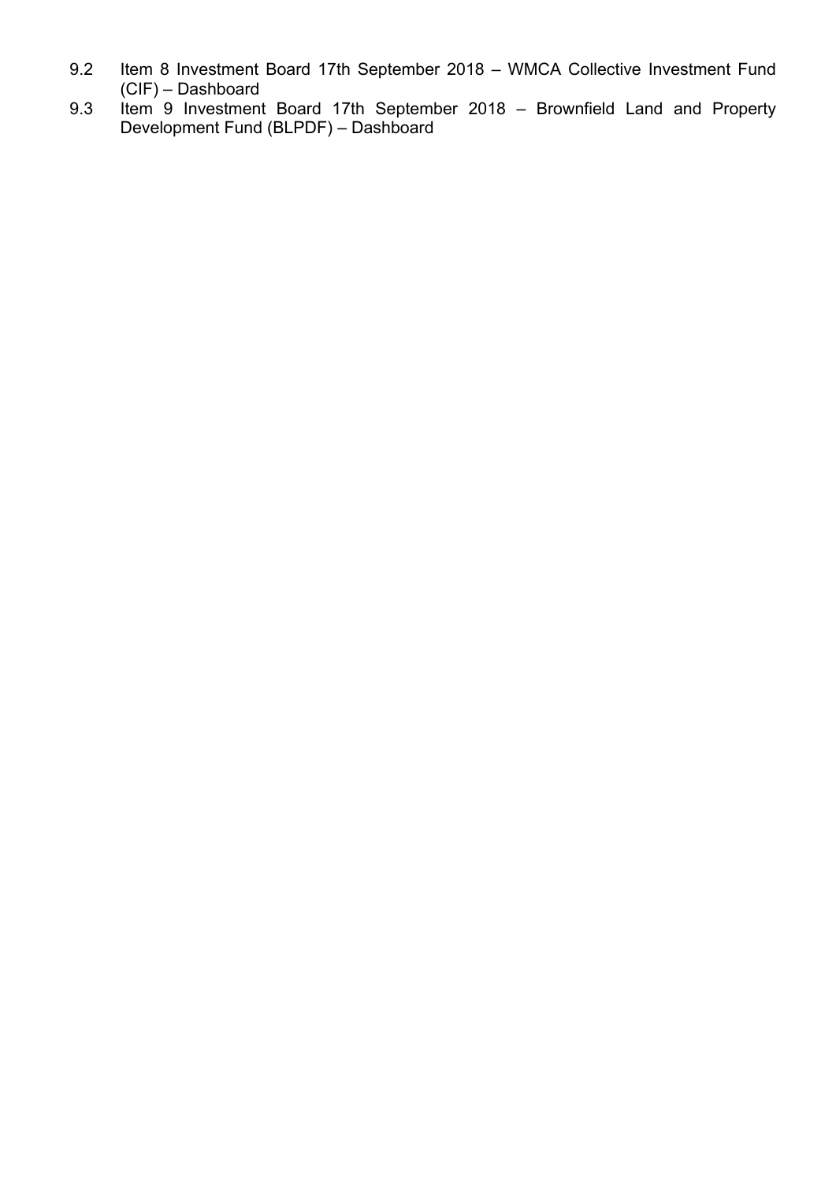9.2 Item 8 Investment Board 17th September 2018 – WMCA Collective Investment Fund (CIF) – Dashboard

9.3 Item 9 Investment Board 17th September 2018 – Brownfield Land and Property Development Fund (BLPDF) – Dashboard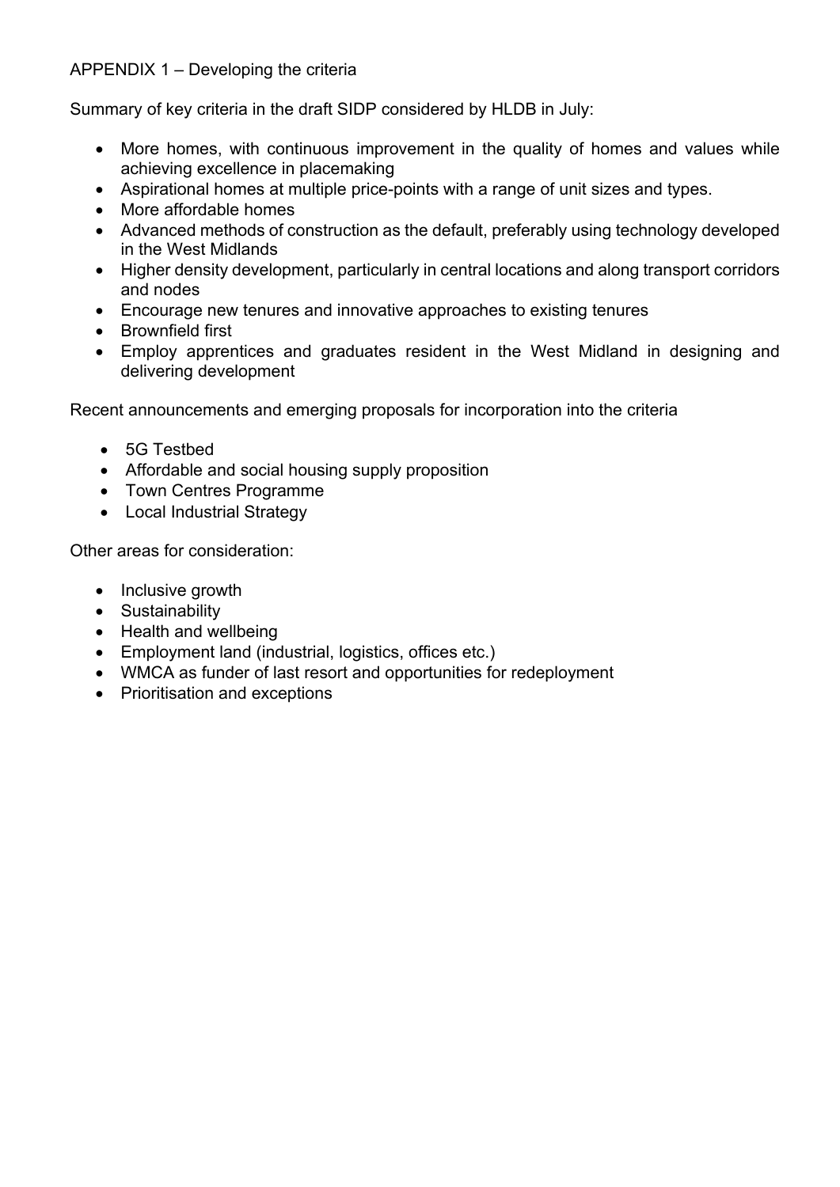APPENDIX 1 – Developing the criteria

Summary of key criteria in the draft SIDP considered by HLDB in July:

- More homes, with continuous improvement in the quality of homes and values while achieving excellence in placemaking
- Aspirational homes at multiple price-points with a range of unit sizes and types.
- More affordable homes
- Advanced methods of construction as the default, preferably using technology developed in the West Midlands
- Higher density development, particularly in central locations and along transport corridors and nodes
- Encourage new tenures and innovative approaches to existing tenures
- Brownfield first
- Employ apprentices and graduates resident in the West Midland in designing and delivering development

Recent announcements and emerging proposals for incorporation into the criteria

- 5G Testbed
- Affordable and social housing supply proposition
- Town Centres Programme
- Local Industrial Strategy

Other areas for consideration:

- Inclusive growth
- Sustainability
- Health and wellbeing
- Employment land (industrial, logistics, offices etc.)
- WMCA as funder of last resort and opportunities for redeployment
- Prioritisation and exceptions